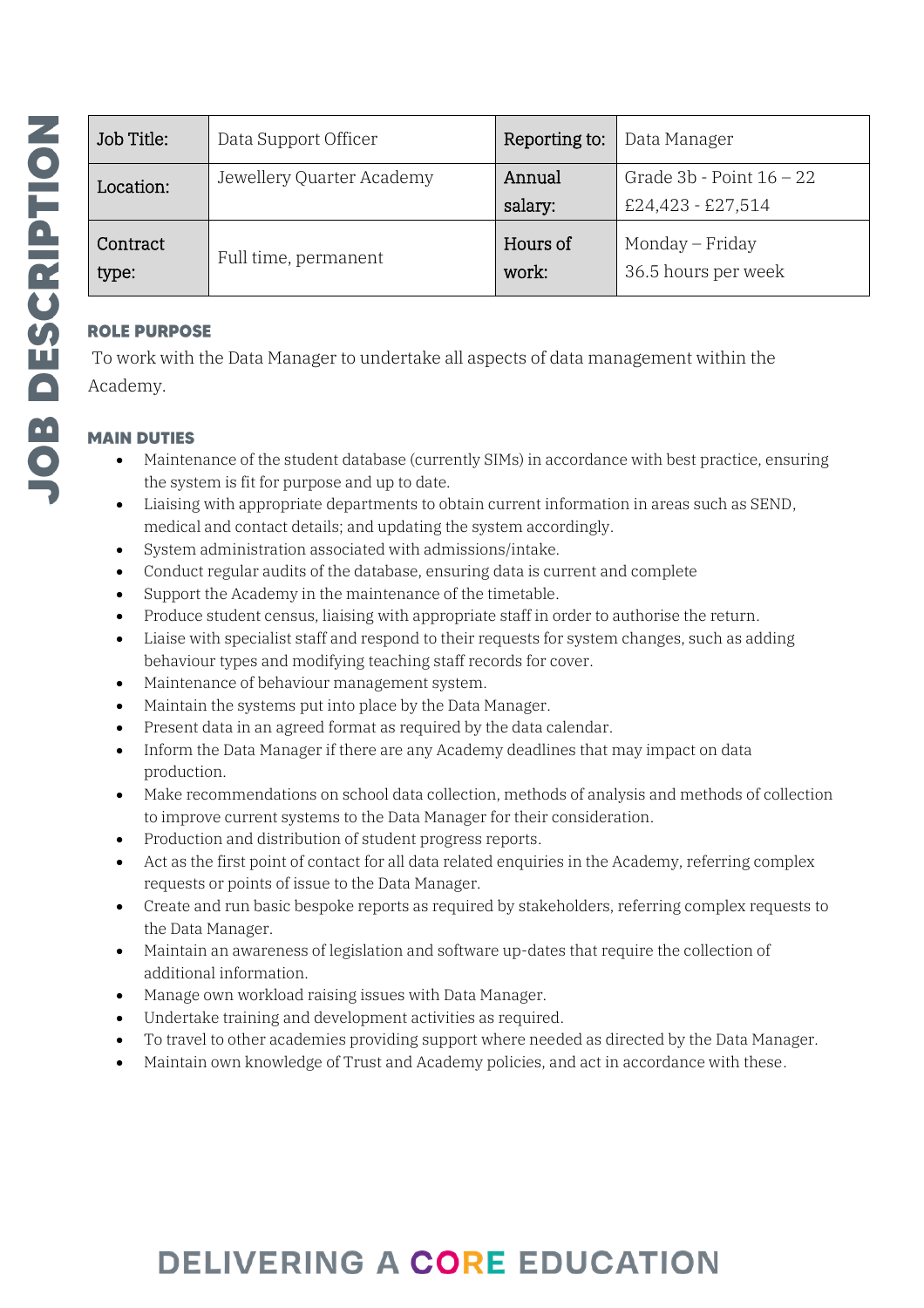# JOB DESCRIPTION

| Job Title: | Data Support Officer | Reporting to: | Data Manager |
|---|---|---|---|
| Location: | Jewellery Quarter Academy | Annual salary: | Grade 3b - Point 16 – 22<br>£24,423 - £27,514 |
| Contract type: | Full time, permanent | Hours of work: | Monday – Friday<br>36.5 hours per week |

## ROLE PURPOSE

To work with the Data Manager to undertake all aspects of data management within the Academy.

## MAIN DUTIES

- Maintenance of the student database (currently SIMs) in accordance with best practice, ensuring the system is fit for purpose and up to date.
- Liaising with appropriate departments to obtain current information in areas such as SEND, medical and contact details; and updating the system accordingly.
- System administration associated with admissions/intake.
- Conduct regular audits of the database, ensuring data is current and complete
- Support the Academy in the maintenance of the timetable.
- Produce student census, liaising with appropriate staff in order to authorise the return.
- Liaise with specialist staff and respond to their requests for system changes, such as adding behaviour types and modifying teaching staff records for cover.
- Maintenance of behaviour management system.
- Maintain the systems put into place by the Data Manager.
- Present data in an agreed format as required by the data calendar.
- Inform the Data Manager if there are any Academy deadlines that may impact on data production.
- Make recommendations on school data collection, methods of analysis and methods of collection to improve current systems to the Data Manager for their consideration.
- Production and distribution of student progress reports.
- Act as the first point of contact for all data related enquiries in the Academy, referring complex requests or points of issue to the Data Manager.
- Create and run basic bespoke reports as required by stakeholders, referring complex requests to the Data Manager.
- Maintain an awareness of legislation and software up-dates that require the collection of additional information.
- Manage own workload raising issues with Data Manager.
- Undertake training and development activities as required.
- To travel to other academies providing support where needed as directed by the Data Manager.
- Maintain own knowledge of Trust and Academy policies, and act in accordance with these.

DELIVERING A CORE EDUCATION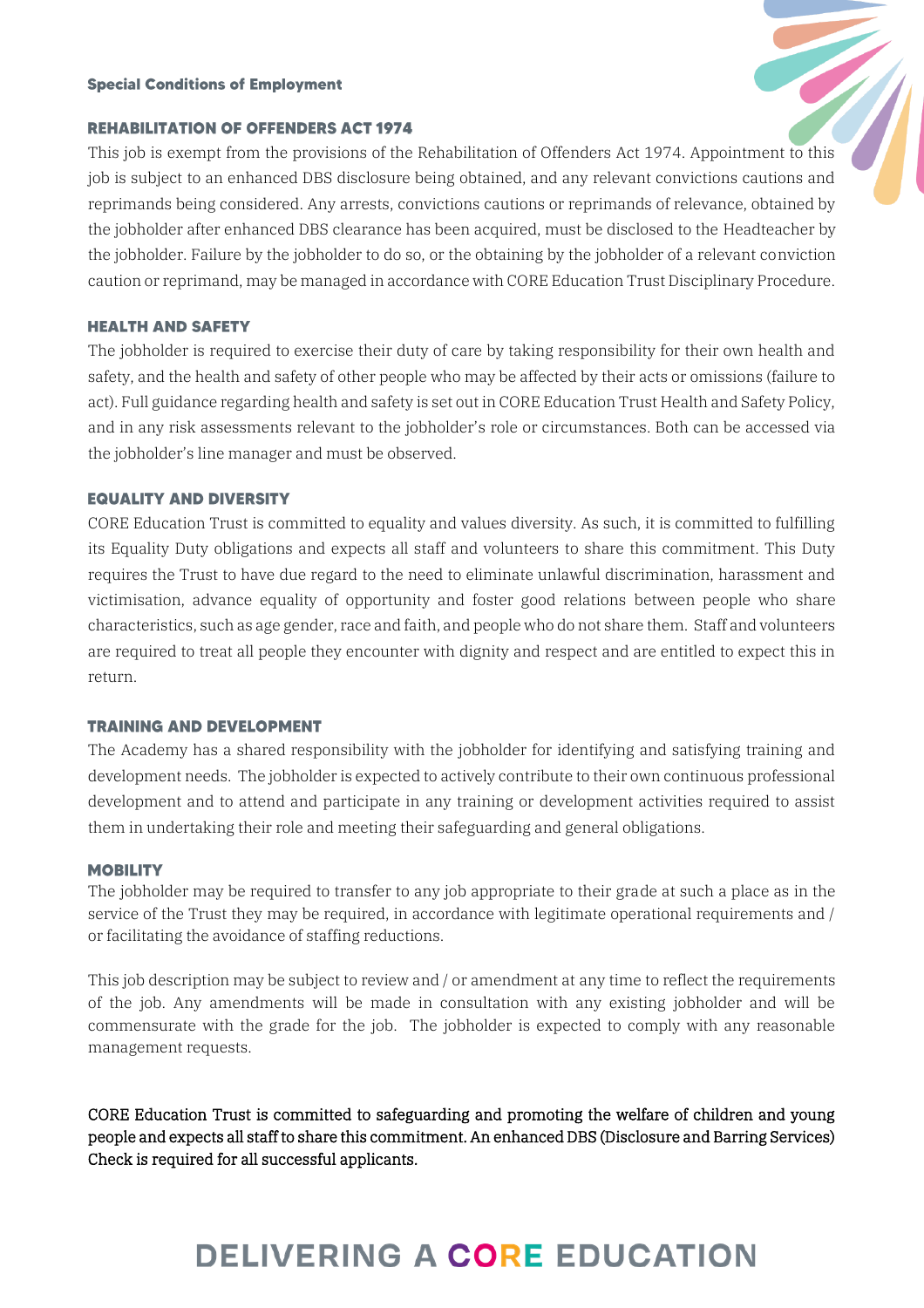**Special Conditions of Employment**

## REHABILITATION OF OFFENDERS ACT 1974

This job is exempt from the provisions of the Rehabilitation of Offenders Act 1974. Appointment to this job is subject to an enhanced DBS disclosure being obtained, and any relevant convictions cautions and reprimands being considered. Any arrests, convictions cautions or reprimands of relevance, obtained by the jobholder after enhanced DBS clearance has been acquired, must be disclosed to the Headteacher by the jobholder. Failure by the jobholder to do so, or the obtaining by the jobholder of a relevant conviction caution or reprimand, may be managed in accordance with CORE Education Trust Disciplinary Procedure.

## HEALTH AND SAFETY

The jobholder is required to exercise their duty of care by taking responsibility for their own health and safety, and the health and safety of other people who may be affected by their acts or omissions (failure to act). Full guidance regarding health and safety is set out in CORE Education Trust Health and Safety Policy, and in any risk assessments relevant to the jobholder's role or circumstances. Both can be accessed via the jobholder's line manager and must be observed.

## EQUALITY AND DIVERSITY

CORE Education Trust is committed to equality and values diversity. As such, it is committed to fulfilling its Equality Duty obligations and expects all staff and volunteers to share this commitment. This Duty requires the Trust to have due regard to the need to eliminate unlawful discrimination, harassment and victimisation, advance equality of opportunity and foster good relations between people who share characteristics, such as age gender, race and faith, and people who do not share them. Staff and volunteers are required to treat all people they encounter with dignity and respect and are entitled to expect this in return.

## TRAINING AND DEVELOPMENT

The Academy has a shared responsibility with the jobholder for identifying and satisfying training and development needs. The jobholder is expected to actively contribute to their own continuous professional development and to attend and participate in any training or development activities required to assist them in undertaking their role and meeting their safeguarding and general obligations.

## MOBILITY

The jobholder may be required to transfer to any job appropriate to their grade at such a place as in the service of the Trust they may be required, in accordance with legitimate operational requirements and / or facilitating the avoidance of staffing reductions.

This job description may be subject to review and / or amendment at any time to reflect the requirements of the job. Any amendments will be made in consultation with any existing jobholder and will be commensurate with the grade for the job. The jobholder is expected to comply with any reasonable management requests.

CORE Education Trust is committed to safeguarding and promoting the welfare of children and young people and expects all staff to share this commitment. An enhanced DBS (Disclosure and Barring Services) Check is required for all successful applicants.

DELIVERING A CORE EDUCATION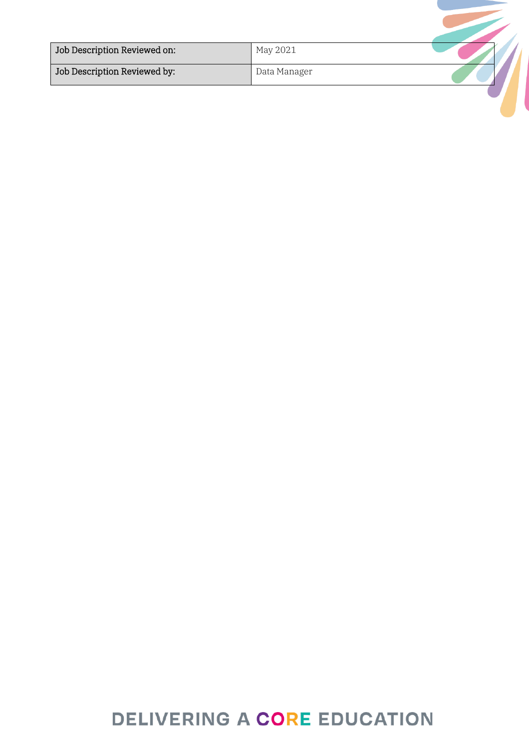| Job Description Reviewed on: | May 2021 |
|---|---|
| Job Description Reviewed by: | Data Manager |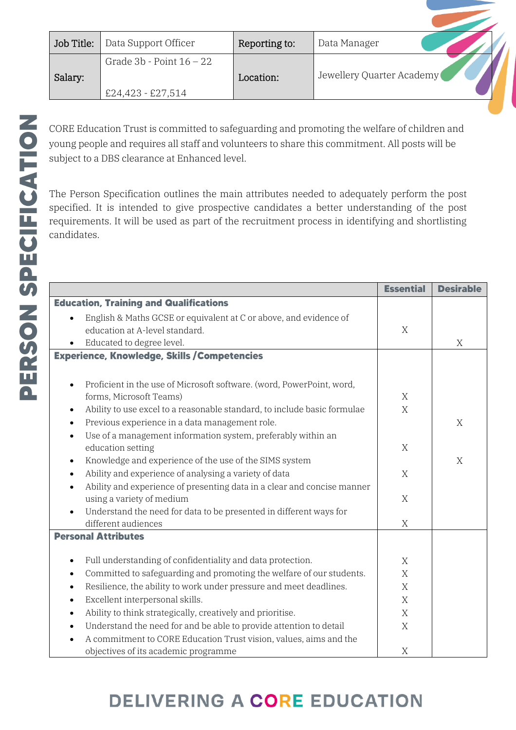# PERSON SPECIFICATION

| Job Title: | Data Support Officer | Reporting to: | Data Manager |
|---|---|---|---|
| Salary: | Grade 3b - Point 16 – 22<br><br>£24,423 - £27,514 | Location: | Jewellery Quarter Academy |

CORE Education Trust is committed to safeguarding and promoting the welfare of children and young people and requires all staff and volunteers to share this commitment. All posts will be subject to a DBS clearance at Enhanced level.

The Person Specification outlines the main attributes needed to adequately perform the post specified. It is intended to give prospective candidates a better understanding of the post requirements. It will be used as part of the recruitment process in identifying and shortlisting candidates.

| | Essential | Desirable |
|---|---|---|
| **Education, Training and Qualifications** | | |
| • English & Maths GCSE or equivalent at C or above, and evidence of education at A-level standard. | X | |
| • Educated to degree level. | | X |
| **Experience, Knowledge, Skills /Competencies** | | |
| • Proficient in the use of Microsoft software. (word, PowerPoint, word, forms, Microsoft Teams) | X | |
| • Ability to use excel to a reasonable standard, to include basic formulae | X | |
| • Previous experience in a data management role. | | X |
| • Use of a management information system, preferably within an education setting | X | |
| • Knowledge and experience of the use of the SIMS system | | X |
| • Ability and experience of analysing a variety of data | X | |
| • Ability and experience of presenting data in a clear and concise manner using a variety of medium | X | |
| • Understand the need for data to be presented in different ways for different audiences | X | |
| **Personal Attributes** | | |
| • Full understanding of confidentiality and data protection. | X | |
| • Committed to safeguarding and promoting the welfare of our students. | X | |
| • Resilience, the ability to work under pressure and meet deadlines. | X | |
| • Excellent interpersonal skills. | X | |
| • Ability to think strategically, creatively and prioritise. | X | |
| • Understand the need for and be able to provide attention to detail | X | |
| • A commitment to CORE Education Trust vision, values, aims and the objectives of its academic programme | X | |

DELIVERING A CORE EDUCATION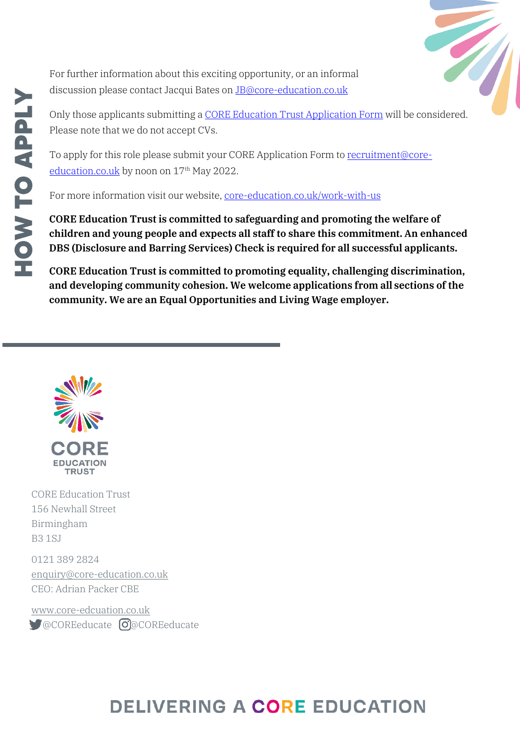## HOW TO APPLY

For further information about this exciting opportunity, or an informal discussion please contact Jacqui Bates on JB@core-education.co.uk

Only those applicants submitting a CORE Education Trust Application Form will be considered. Please note that we do not accept CVs.

To apply for this role please submit your CORE Application Form to recruitment@core-education.co.uk by noon on 17th May 2022.

For more information visit our website, core-education.co.uk/work-with-us

**CORE Education Trust is committed to safeguarding and promoting the welfare of children and young people and expects all staff to share this commitment. An enhanced DBS (Disclosure and Barring Services) Check is required for all successful applicants.**

**CORE Education Trust is committed to promoting equality, challenging discrimination, and developing community cohesion. We welcome applications from all sections of the community. We are an Equal Opportunities and Living Wage employer.**

CORE
EDUCATION
TRUST

CORE Education Trust
156 Newhall Street
Birmingham
B3 1SJ

0121 389 2824
enquiry@core-education.co.uk
CEO: Adrian Packer CBE

www.core-edcuation.co.uk
@COREeducate @COREeducate

DELIVERING A CORE EDUCATION